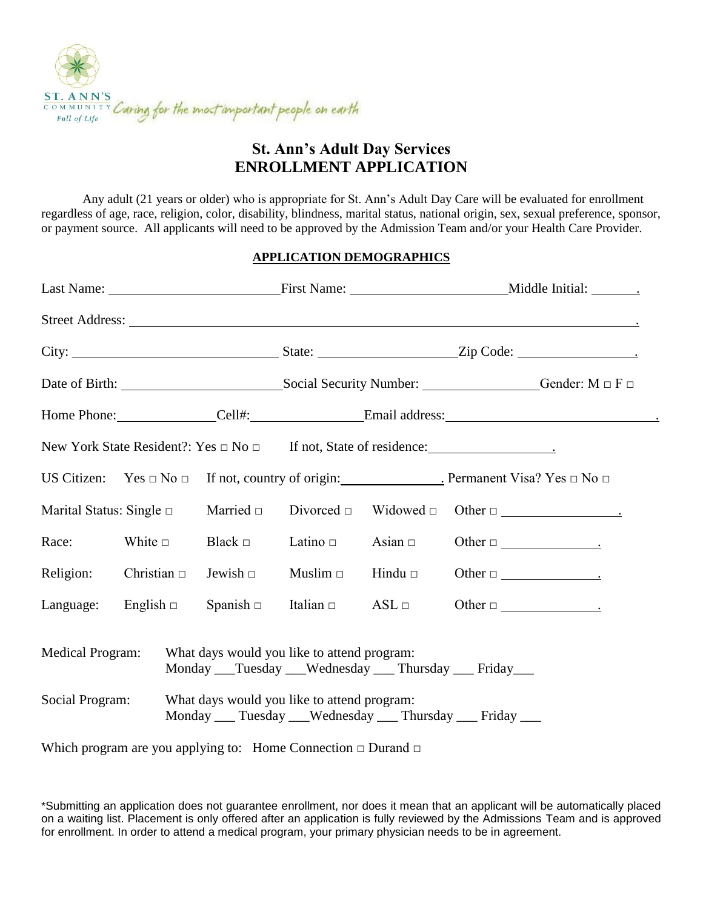ST. ANN'S COMMUNITY *Full of Life* *Caring for the most important people on earth*

# St. Ann's Adult Day Services
# ENROLLMENT APPLICATION

Any adult (21 years or older) who is appropriate for St. Ann's Adult Day Care will be evaluated for enrollment regardless of age, race, religion, color, disability, blindness, marital status, national origin, sex, sexual preference, sponsor, or payment source. All applicants will need to be approved by the Admission Team and/or your Health Care Provider.

## APPLICATION DEMOGRAPHICS

Last Name: ________________________ First Name: ______________________ Middle Initial: _______.

Street Address: ________________________________________________________________________.

City: ______________________________ State: ____________________ Zip Code: _________________.

Date of Birth: ______________________ Social Security Number: ________________ Gender: M □ F □

Home Phone: ______________ Cell#: ________________ Email address: ______________________________.

New York State Resident?: Yes □ No □ If not, State of residence: __________________.

US Citizen: Yes □ No □ If not, country of origin: _______________. Permanent Visa? Yes □ No □

| | | | | | |
|---|---|---|---|---|---|
| Marital Status: | Single □ | Married □ | Divorced □ | Widowed □ | Other □ _________________. |
| Race: | White □ | Black □ | Latino □ | Asian □ | Other □ ______________. |
| Religion: | Christian □ | Jewish □ | Muslim □ | Hindu □ | Other □ ______________. |
| Language: | English □ | Spanish □ | Italian □ | ASL □ | Other □ ______________. |

Medical Program: What days would you like to attend program:
Monday ___Tuesday ___Wednesday ___ Thursday ___ Friday___

Social Program: What days would you like to attend program:
Monday ___ Tuesday ___Wednesday ___ Thursday ___ Friday ___

Which program are you applying to: Home Connection □ Durand □

*Submitting an application does not guarantee enrollment, nor does it mean that an applicant will be automatically placed on a waiting list. Placement is only offered after an application is fully reviewed by the Admissions Team and is approved for enrollment. In order to attend a medical program, your primary physician needs to be in agreement.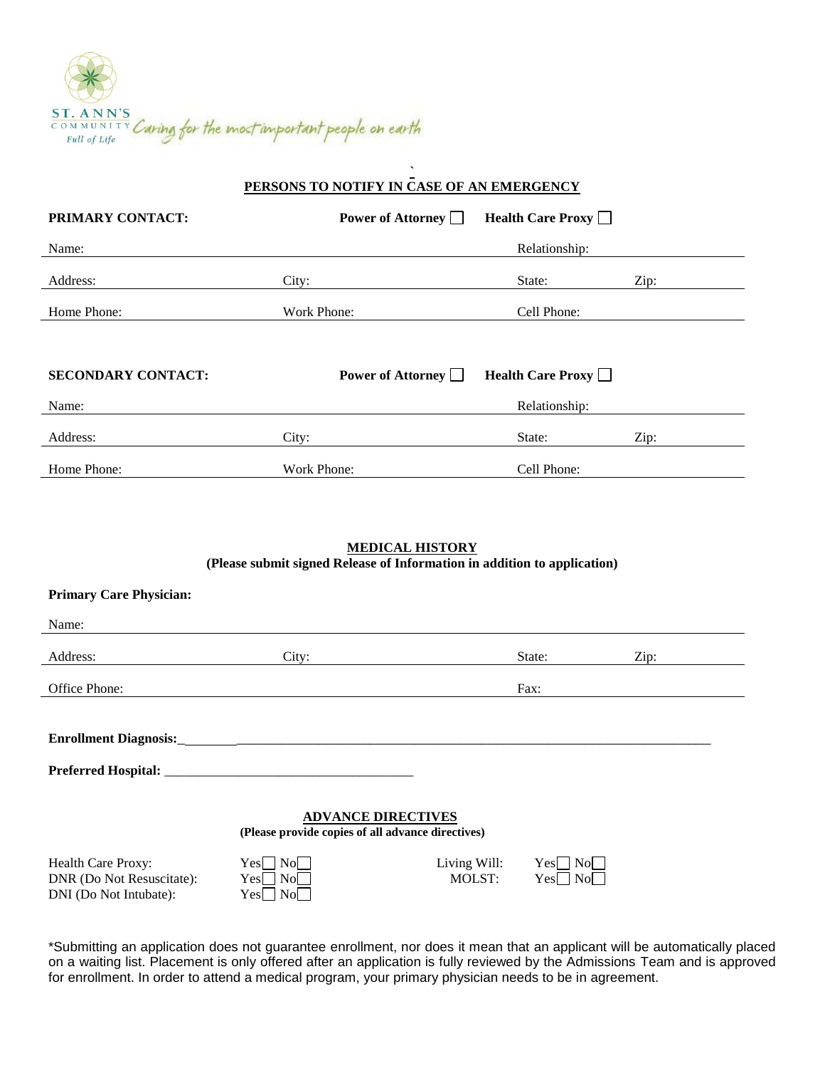ST. ANN'S COMMUNITY *Full of Life* *Caring for the most important people on earth*

## PERSONS TO NOTIFY IN CASE OF AN EMERGENCY

**PRIMARY CONTACT:** **Power of Attorney** ☐ **Health Care Proxy** ☐

Name: ______________________ Relationship: ______________________

Address: ______________________ City: ______________________ State: __________ Zip: __________

Home Phone: ______________________ Work Phone: ______________________ Cell Phone: ______________________

**SECONDARY CONTACT:** **Power of Attorney** ☐ **Health Care Proxy** ☐

Name: ______________________ Relationship: ______________________

Address: ______________________ City: ______________________ State: __________ Zip: __________

Home Phone: ______________________ Work Phone: ______________________ Cell Phone: ______________________

## MEDICAL HISTORY

**(Please submit signed Release of Information in addition to application)**

**Primary Care Physician:**

Name: ______________________

Address: ______________________ City: ______________________ State: __________ Zip: __________

Office Phone: ______________________ Fax: ______________________

**Enrollment Diagnosis:**_________________________________________________________________

**Preferred Hospital:** ____________________________________

## ADVANCE DIRECTIVES

**(Please provide copies of all advance directives)**

Health Care Proxy: Yes ☐ No ☐

DNR (Do Not Resuscitate): Yes ☐ No ☐

DNI (Do Not Intubate): Yes ☐ No ☐

Living Will: Yes ☐ No ☐

MOLST: Yes ☐ No ☐

*Submitting an application does not guarantee enrollment, nor does it mean that an applicant will be automatically placed on a waiting list. Placement is only offered after an application is fully reviewed by the Admissions Team and is approved for enrollment. In order to attend a medical program, your primary physician needs to be in agreement.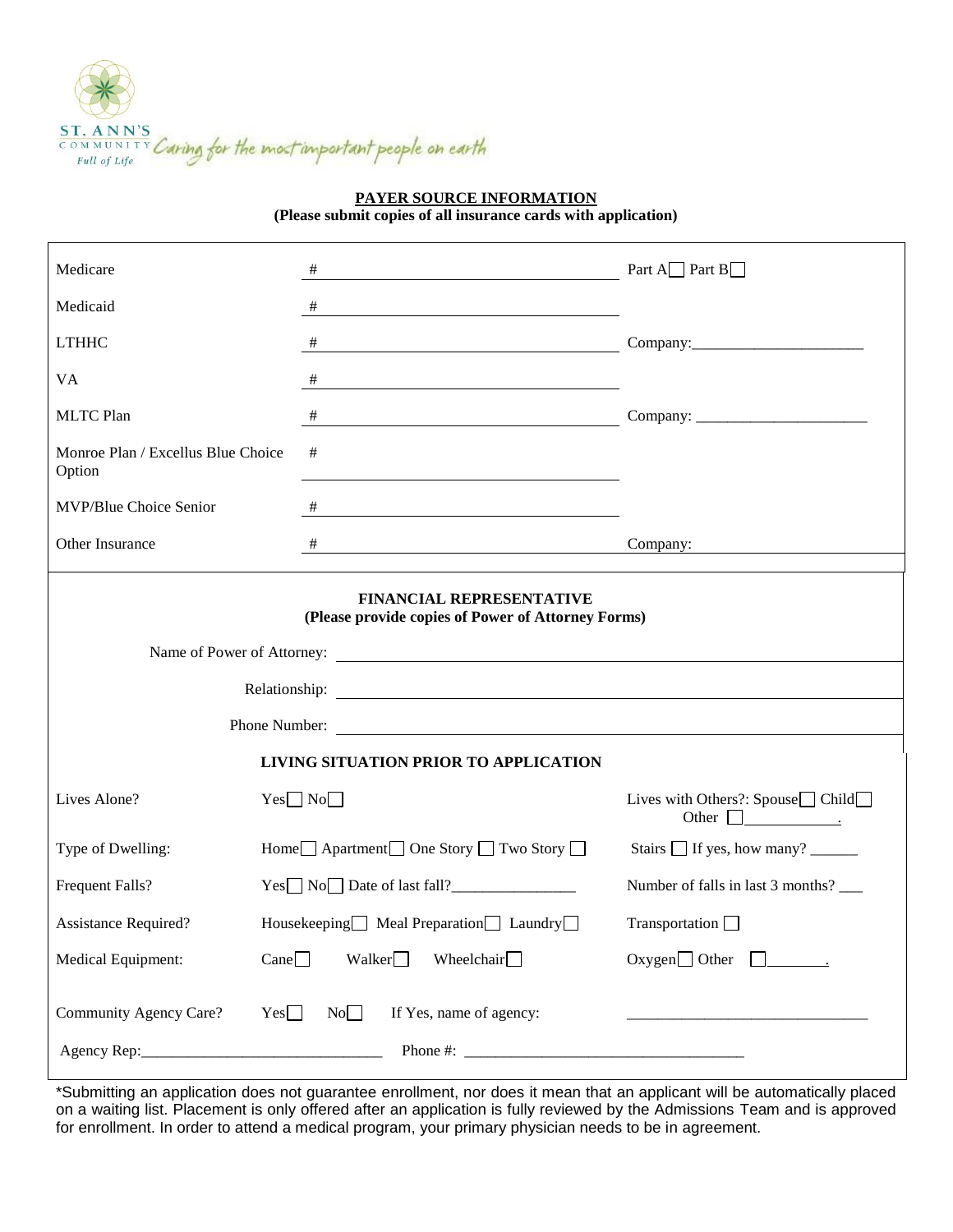ST. ANN'S COMMUNITY *Full of Life* *Caring for the most important people on earth*

## PAYER SOURCE INFORMATION

**(Please submit copies of all insurance cards with application)**

| | | |
|---|---|---|
| Medicare | # | Part A ☐ Part B ☐ |
| Medicaid | # | |
| LTHHC | # | Company:______________________ |
| VA | # | |
| MLTC Plan | # | Company: ______________________ |
| Monroe Plan / Excellus Blue Choice Option | # | |
| MVP/Blue Choice Senior | # | |
| Other Insurance | # | Company: |

## FINANCIAL REPRESENTATIVE

**(Please provide copies of Power of Attorney Forms)**

Name of Power of Attorney: ______________________

Relationship: ______________________

Phone Number: ______________________

## LIVING SITUATION PRIOR TO APPLICATION

| | | |
|---|---|---|
| Lives Alone? | Yes ☐ No ☐ | Lives with Others?: Spouse ☐ Child ☐ Other ☐___________. |
| Type of Dwelling: | Home ☐ Apartment ☐ One Story ☐ Two Story ☐ | Stairs ☐ If yes, how many? ______ |
| Frequent Falls? | Yes ☐ No ☐ Date of last fall?_______________ | Number of falls in last 3 months? ___ |
| Assistance Required? | Housekeeping ☐ Meal Preparation ☐ Laundry ☐ | Transportation ☐ |
| Medical Equipment: | Cane ☐ Walker ☐ Wheelchair ☐ | Oxygen ☐ Other ☐_______. |
| Community Agency Care? | Yes ☐ No ☐ If Yes, name of agency: | ______________________________ |

Agency Rep:______________________________ Phone #: ___________________________________

*Submitting an application does not guarantee enrollment, nor does it mean that an applicant will be automatically placed on a waiting list. Placement is only offered after an application is fully reviewed by the Admissions Team and is approved for enrollment. In order to attend a medical program, your primary physician needs to be in agreement.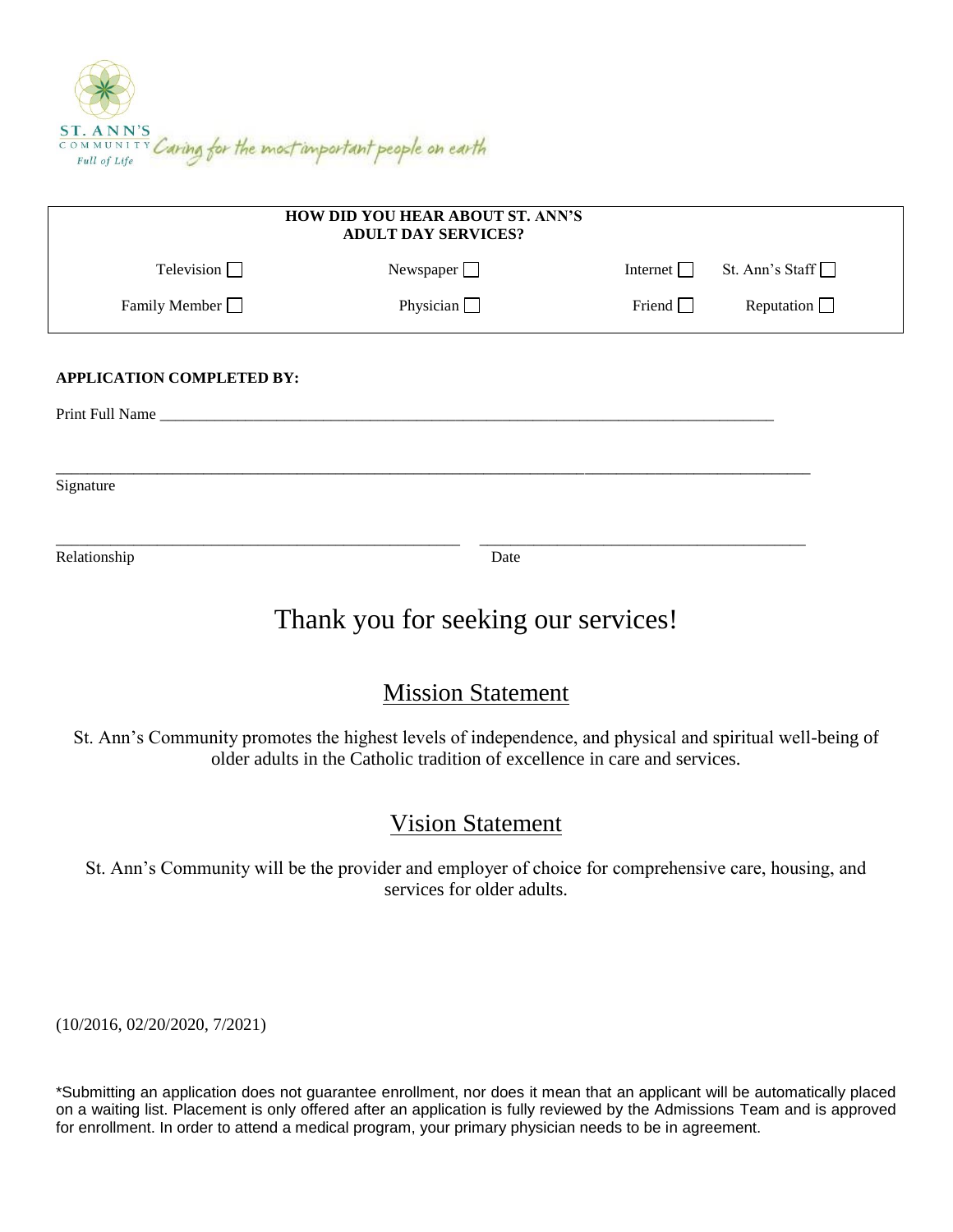ST. ANN'S COMMUNITY *Full of Life* *Caring for the most important people on earth*

| **HOW DID YOU HEAR ABOUT ST. ANN'S ADULT DAY SERVICES?** | | | |
|---|---|---|---|
| Television ☐ | Newspaper ☐ | Internet ☐ | St. Ann's Staff ☐ |
| Family Member ☐ | Physician ☐ | Friend ☐ | Reputation ☐ |

**APPLICATION COMPLETED BY:**

Print Full Name ___________________________________________________________________________

___________________________________________________________________________________________
Signature

_________________________________________________ _______________________________________
Relationship Date

# Thank you for seeking our services!

## Mission Statement

St. Ann's Community promotes the highest levels of independence, and physical and spiritual well-being of older adults in the Catholic tradition of excellence in care and services.

## Vision Statement

St. Ann's Community will be the provider and employer of choice for comprehensive care, housing, and services for older adults.

(10/2016, 02/20/2020, 7/2021)

*Submitting an application does not guarantee enrollment, nor does it mean that an applicant will be automatically placed on a waiting list. Placement is only offered after an application is fully reviewed by the Admissions Team and is approved for enrollment. In order to attend a medical program, your primary physician needs to be in agreement.